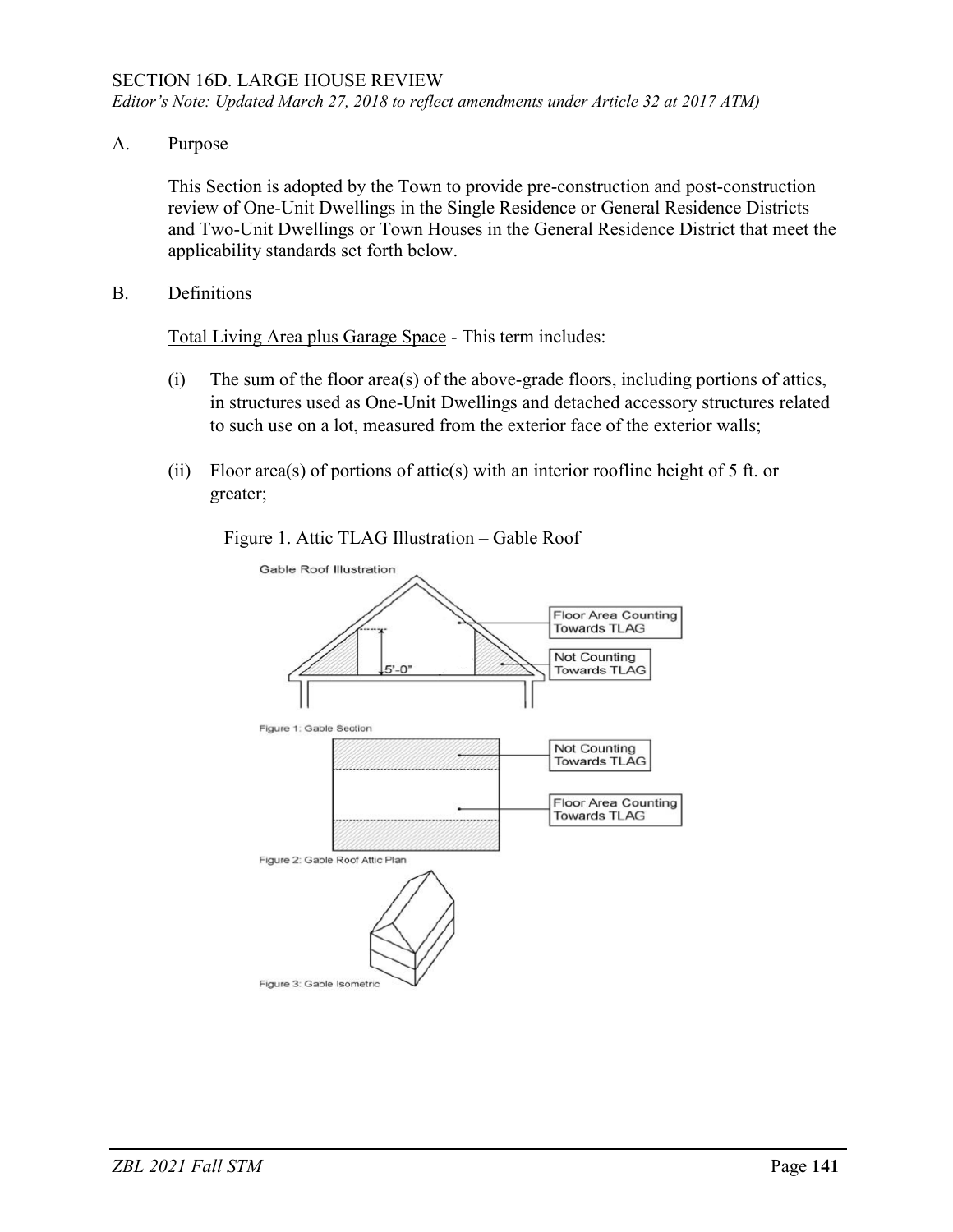SECTION 16D. LARGE HOUSE REVIEW

*Editor's Note: Updated March 27, 2018 to reflect amendments under Article 32 at 2017 ATM)*

A. Purpose

This Section is adopted by the Town to provide pre-construction and post-construction review of One-Unit Dwellings in the Single Residence or General Residence Districts and Two-Unit Dwellings or Town Houses in the General Residence District that meet the applicability standards set forth below.

B. Definitions

Total Living Area plus Garage Space - This term includes:

(i) The sum of the floor area(s) of the above-grade floors, including portions of attics, in structures used as One-Unit Dwellings and detached accessory structures related to such use on a lot, measured from the exterior face of the exterior walls;

(ii) Floor area(s) of portions of attic(s) with an interior roofline height of 5 ft. or greater;

Figure 1. Attic TLAG Illustration – Gable Roof

Gable Roof Illustration

Floor Area Counting Towards TLAG

Not Counting Towards TLAG

5'-0"

Figure 1: Gable Section

Not Counting Towards TLAG

Floor Area Counting Towards TLAG

Figure 2: Gable Roof Attic Plan

Figure 3: Gable Isometric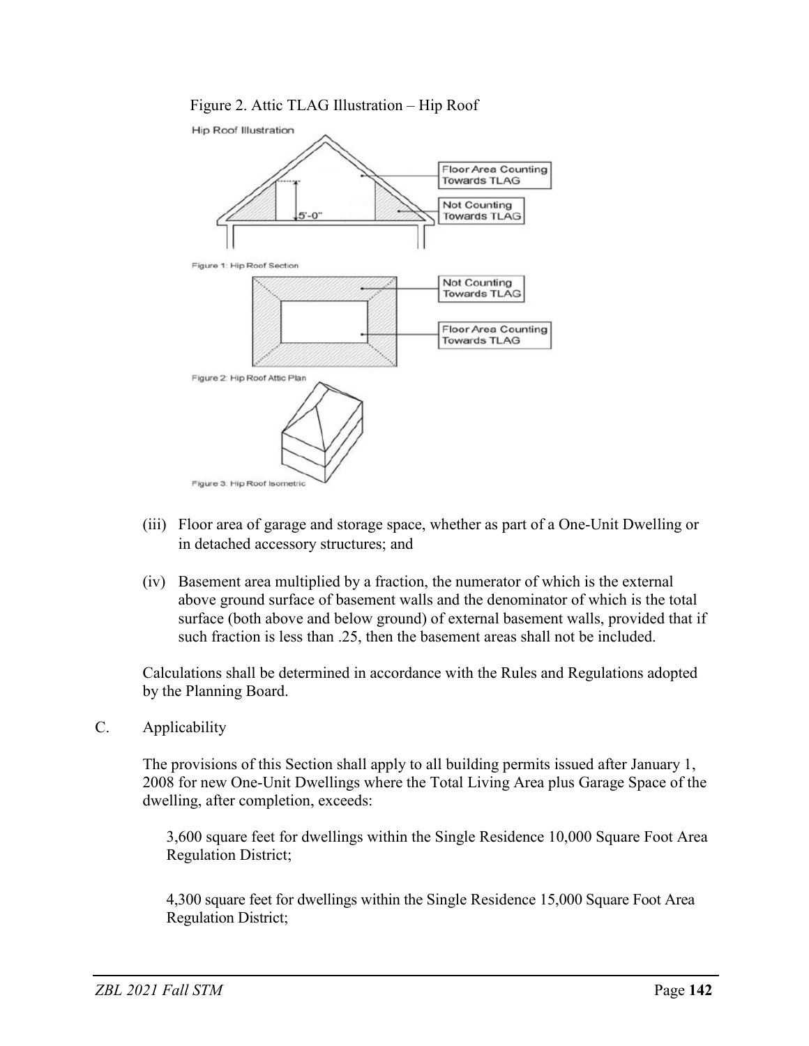Figure 2. Attic TLAG Illustration – Hip Roof

Hip Roof Illustration

Floor Area Counting Towards TLAG

Not Counting Towards TLAG

5'-0"

Figure 1: Hip Roof Section

Not Counting Towards TLAG

Floor Area Counting Towards TLAG

Figure 2: Hip Roof Attic Plan

Figure 3: Hip Roof Isometric

(iii) Floor area of garage and storage space, whether as part of a One-Unit Dwelling or in detached accessory structures; and

(iv) Basement area multiplied by a fraction, the numerator of which is the external above ground surface of basement walls and the denominator of which is the total surface (both above and below ground) of external basement walls, provided that if such fraction is less than .25, then the basement areas shall not be included.

Calculations shall be determined in accordance with the Rules and Regulations adopted by the Planning Board.

C. Applicability

The provisions of this Section shall apply to all building permits issued after January 1, 2008 for new One-Unit Dwellings where the Total Living Area plus Garage Space of the dwelling, after completion, exceeds:

3,600 square feet for dwellings within the Single Residence 10,000 Square Foot Area Regulation District;

4,300 square feet for dwellings within the Single Residence 15,000 Square Foot Area Regulation District;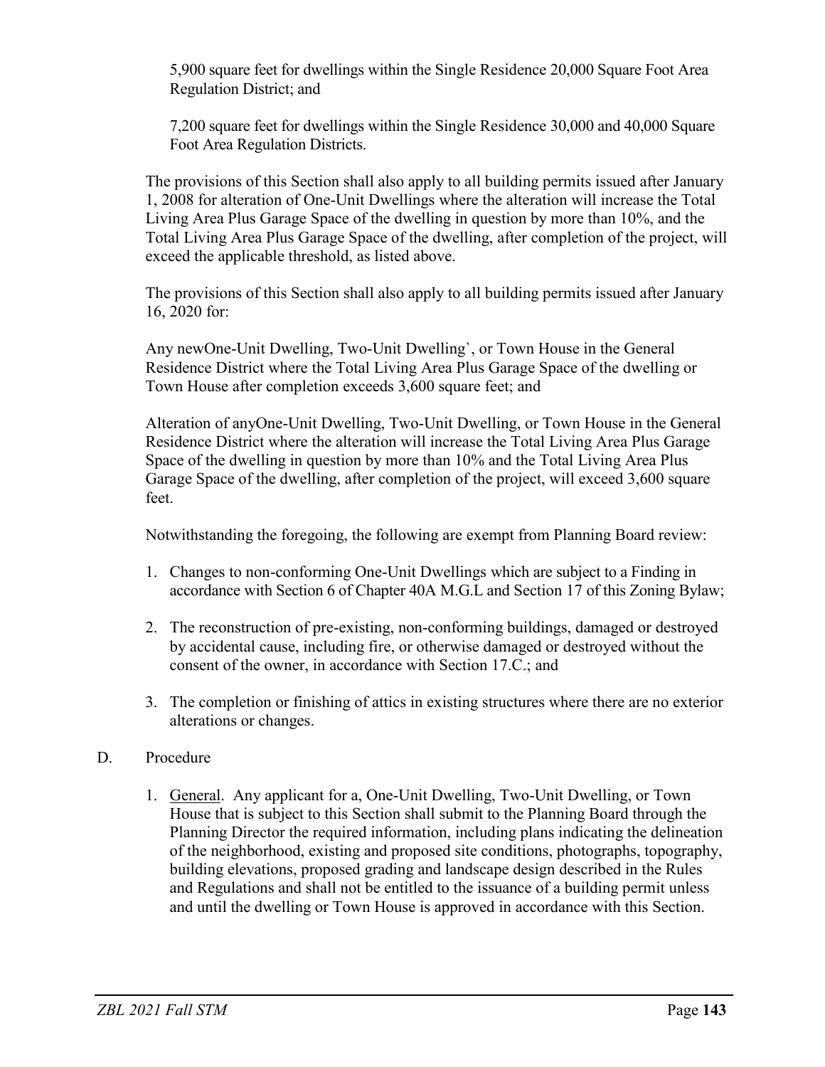5,900 square feet for dwellings within the Single Residence 20,000 Square Foot Area Regulation District; and

7,200 square feet for dwellings within the Single Residence 30,000 and 40,000 Square Foot Area Regulation Districts.

The provisions of this Section shall also apply to all building permits issued after January 1, 2008 for alteration of One-Unit Dwellings where the alteration will increase the Total Living Area Plus Garage Space of the dwelling in question by more than 10%, and the Total Living Area Plus Garage Space of the dwelling, after completion of the project, will exceed the applicable threshold, as listed above.

The provisions of this Section shall also apply to all building permits issued after January 16, 2020 for:

Any newOne-Unit Dwelling, Two-Unit Dwelling`, or Town House in the General Residence District where the Total Living Area Plus Garage Space of the dwelling or Town House after completion exceeds 3,600 square feet; and

Alteration of anyOne-Unit Dwelling, Two-Unit Dwelling, or Town House in the General Residence District where the alteration will increase the Total Living Area Plus Garage Space of the dwelling in question by more than 10% and the Total Living Area Plus Garage Space of the dwelling, after completion of the project, will exceed 3,600 square feet.

Notwithstanding the foregoing, the following are exempt from Planning Board review:

1. Changes to non-conforming One-Unit Dwellings which are subject to a Finding in accordance with Section 6 of Chapter 40A M.G.L and Section 17 of this Zoning Bylaw;
2. The reconstruction of pre-existing, non-conforming buildings, damaged or destroyed by accidental cause, including fire, or otherwise damaged or destroyed without the consent of the owner, in accordance with Section 17.C.; and
3. The completion or finishing of attics in existing structures where there are no exterior alterations or changes.

D. Procedure

1. General. Any applicant for a, One-Unit Dwelling, Two-Unit Dwelling, or Town House that is subject to this Section shall submit to the Planning Board through the Planning Director the required information, including plans indicating the delineation of the neighborhood, existing and proposed site conditions, photographs, topography, building elevations, proposed grading and landscape design described in the Rules and Regulations and shall not be entitled to the issuance of a building permit unless and until the dwelling or Town House is approved in accordance with this Section.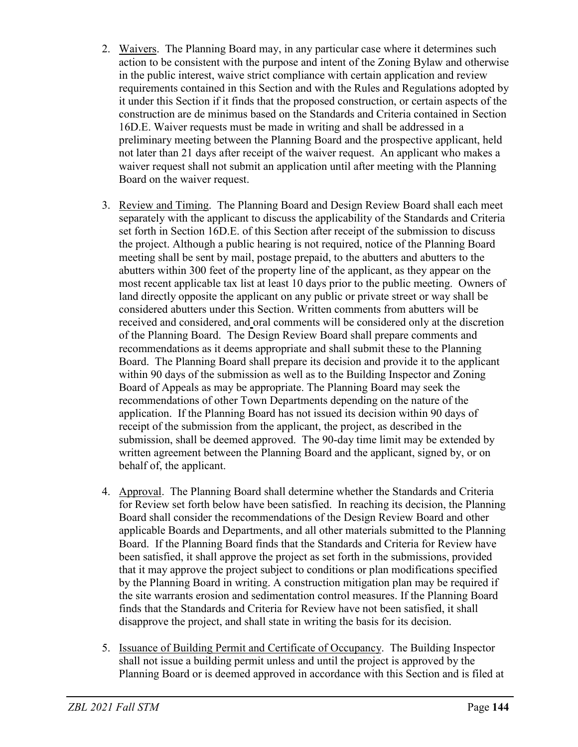2. Waivers. The Planning Board may, in any particular case where it determines such action to be consistent with the purpose and intent of the Zoning Bylaw and otherwise in the public interest, waive strict compliance with certain application and review requirements contained in this Section and with the Rules and Regulations adopted by it under this Section if it finds that the proposed construction, or certain aspects of the construction are de minimus based on the Standards and Criteria contained in Section 16D.E. Waiver requests must be made in writing and shall be addressed in a preliminary meeting between the Planning Board and the prospective applicant, held not later than 21 days after receipt of the waiver request. An applicant who makes a waiver request shall not submit an application until after meeting with the Planning Board on the waiver request.

3. Review and Timing. The Planning Board and Design Review Board shall each meet separately with the applicant to discuss the applicability of the Standards and Criteria set forth in Section 16D.E. of this Section after receipt of the submission to discuss the project. Although a public hearing is not required, notice of the Planning Board meeting shall be sent by mail, postage prepaid, to the abutters and abutters to the abutters within 300 feet of the property line of the applicant, as they appear on the most recent applicable tax list at least 10 days prior to the public meeting. Owners of land directly opposite the applicant on any public or private street or way shall be considered abutters under this Section. Written comments from abutters will be received and considered, and oral comments will be considered only at the discretion of the Planning Board. The Design Review Board shall prepare comments and recommendations as it deems appropriate and shall submit these to the Planning Board. The Planning Board shall prepare its decision and provide it to the applicant within 90 days of the submission as well as to the Building Inspector and Zoning Board of Appeals as may be appropriate. The Planning Board may seek the recommendations of other Town Departments depending on the nature of the application. If the Planning Board has not issued its decision within 90 days of receipt of the submission from the applicant, the project, as described in the submission, shall be deemed approved. The 90-day time limit may be extended by written agreement between the Planning Board and the applicant, signed by, or on behalf of, the applicant.

4. Approval. The Planning Board shall determine whether the Standards and Criteria for Review set forth below have been satisfied. In reaching its decision, the Planning Board shall consider the recommendations of the Design Review Board and other applicable Boards and Departments, and all other materials submitted to the Planning Board. If the Planning Board finds that the Standards and Criteria for Review have been satisfied, it shall approve the project as set forth in the submissions, provided that it may approve the project subject to conditions or plan modifications specified by the Planning Board in writing. A construction mitigation plan may be required if the site warrants erosion and sedimentation control measures. If the Planning Board finds that the Standards and Criteria for Review have not been satisfied, it shall disapprove the project, and shall state in writing the basis for its decision.

5. Issuance of Building Permit and Certificate of Occupancy. The Building Inspector shall not issue a building permit unless and until the project is approved by the Planning Board or is deemed approved in accordance with this Section and is filed at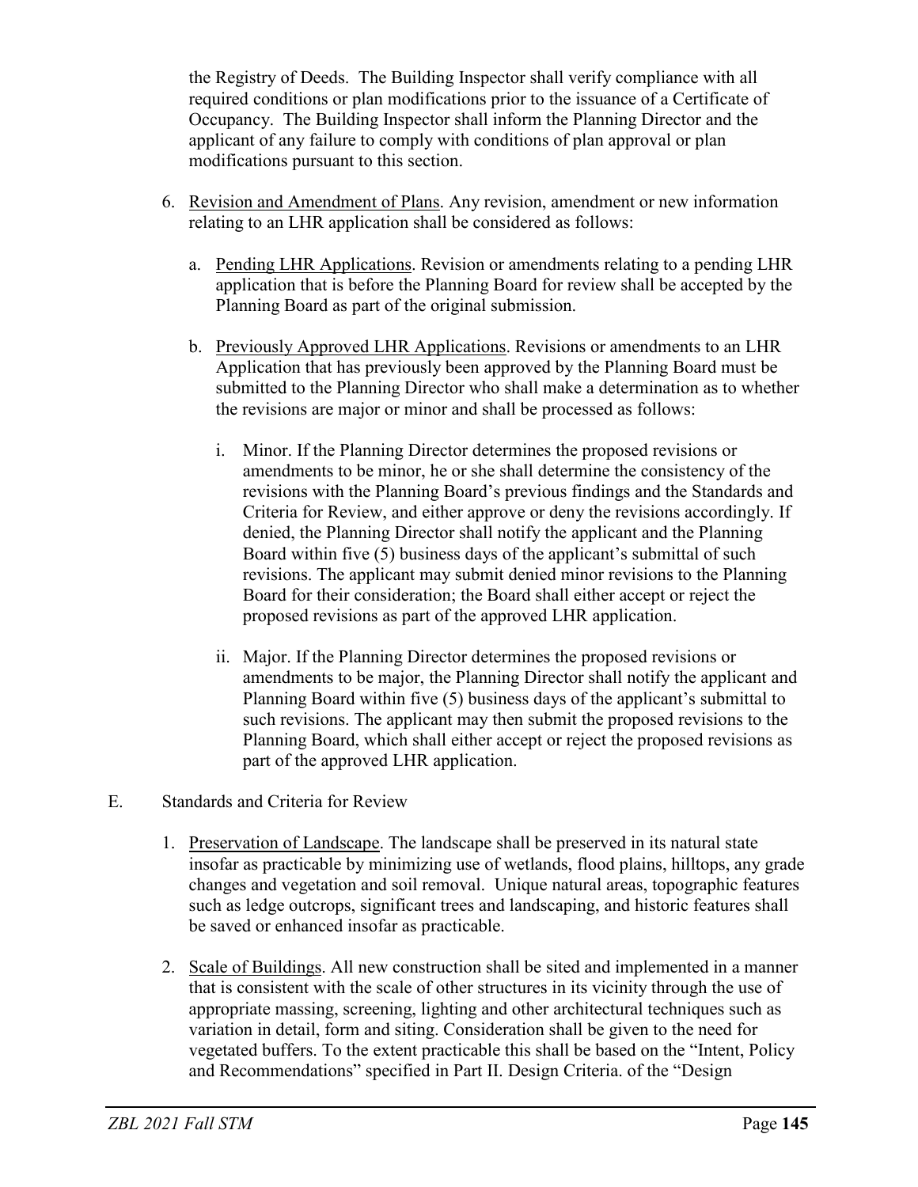the Registry of Deeds. The Building Inspector shall verify compliance with all required conditions or plan modifications prior to the issuance of a Certificate of Occupancy. The Building Inspector shall inform the Planning Director and the applicant of any failure to comply with conditions of plan approval or plan modifications pursuant to this section.

6. Revision and Amendment of Plans. Any revision, amendment or new information relating to an LHR application shall be considered as follows:

   a. Pending LHR Applications. Revision or amendments relating to a pending LHR application that is before the Planning Board for review shall be accepted by the Planning Board as part of the original submission.

   b. Previously Approved LHR Applications. Revisions or amendments to an LHR Application that has previously been approved by the Planning Board must be submitted to the Planning Director who shall make a determination as to whether the revisions are major or minor and shall be processed as follows:

      i. Minor. If the Planning Director determines the proposed revisions or amendments to be minor, he or she shall determine the consistency of the revisions with the Planning Board's previous findings and the Standards and Criteria for Review, and either approve or deny the revisions accordingly. If denied, the Planning Director shall notify the applicant and the Planning Board within five (5) business days of the applicant's submittal of such revisions. The applicant may submit denied minor revisions to the Planning Board for their consideration; the Board shall either accept or reject the proposed revisions as part of the approved LHR application.

      ii. Major. If the Planning Director determines the proposed revisions or amendments to be major, the Planning Director shall notify the applicant and Planning Board within five (5) business days of the applicant's submittal to such revisions. The applicant may then submit the proposed revisions to the Planning Board, which shall either accept or reject the proposed revisions as part of the approved LHR application.

E. Standards and Criteria for Review

1. Preservation of Landscape. The landscape shall be preserved in its natural state insofar as practicable by minimizing use of wetlands, flood plains, hilltops, any grade changes and vegetation and soil removal. Unique natural areas, topographic features such as ledge outcrops, significant trees and landscaping, and historic features shall be saved or enhanced insofar as practicable.

2. Scale of Buildings. All new construction shall be sited and implemented in a manner that is consistent with the scale of other structures in its vicinity through the use of appropriate massing, screening, lighting and other architectural techniques such as variation in detail, form and siting. Consideration shall be given to the need for vegetated buffers. To the extent practicable this shall be based on the "Intent, Policy and Recommendations" specified in Part II. Design Criteria. of the "Design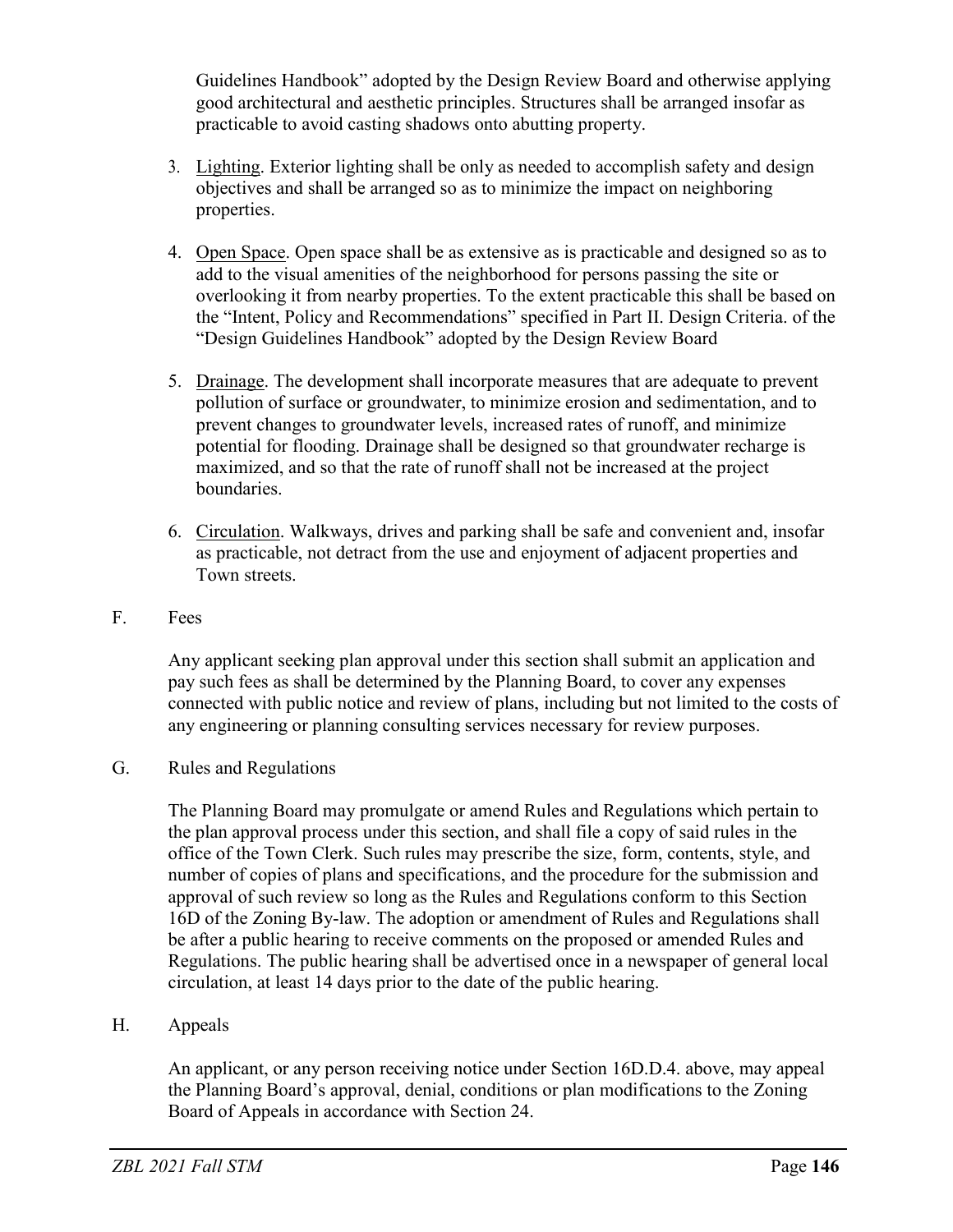Guidelines Handbook" adopted by the Design Review Board and otherwise applying good architectural and aesthetic principles. Structures shall be arranged insofar as practicable to avoid casting shadows onto abutting property.

3. Lighting. Exterior lighting shall be only as needed to accomplish safety and design objectives and shall be arranged so as to minimize the impact on neighboring properties.

4. Open Space. Open space shall be as extensive as is practicable and designed so as to add to the visual amenities of the neighborhood for persons passing the site or overlooking it from nearby properties. To the extent practicable this shall be based on the "Intent, Policy and Recommendations" specified in Part II. Design Criteria. of the "Design Guidelines Handbook" adopted by the Design Review Board

5. Drainage. The development shall incorporate measures that are adequate to prevent pollution of surface or groundwater, to minimize erosion and sedimentation, and to prevent changes to groundwater levels, increased rates of runoff, and minimize potential for flooding. Drainage shall be designed so that groundwater recharge is maximized, and so that the rate of runoff shall not be increased at the project boundaries.

6. Circulation. Walkways, drives and parking shall be safe and convenient and, insofar as practicable, not detract from the use and enjoyment of adjacent properties and Town streets.

F. Fees

Any applicant seeking plan approval under this section shall submit an application and pay such fees as shall be determined by the Planning Board, to cover any expenses connected with public notice and review of plans, including but not limited to the costs of any engineering or planning consulting services necessary for review purposes.

G. Rules and Regulations

The Planning Board may promulgate or amend Rules and Regulations which pertain to the plan approval process under this section, and shall file a copy of said rules in the office of the Town Clerk. Such rules may prescribe the size, form, contents, style, and number of copies of plans and specifications, and the procedure for the submission and approval of such review so long as the Rules and Regulations conform to this Section 16D of the Zoning By-law. The adoption or amendment of Rules and Regulations shall be after a public hearing to receive comments on the proposed or amended Rules and Regulations. The public hearing shall be advertised once in a newspaper of general local circulation, at least 14 days prior to the date of the public hearing.

H. Appeals

An applicant, or any person receiving notice under Section 16D.D.4. above, may appeal the Planning Board's approval, denial, conditions or plan modifications to the Zoning Board of Appeals in accordance with Section 24.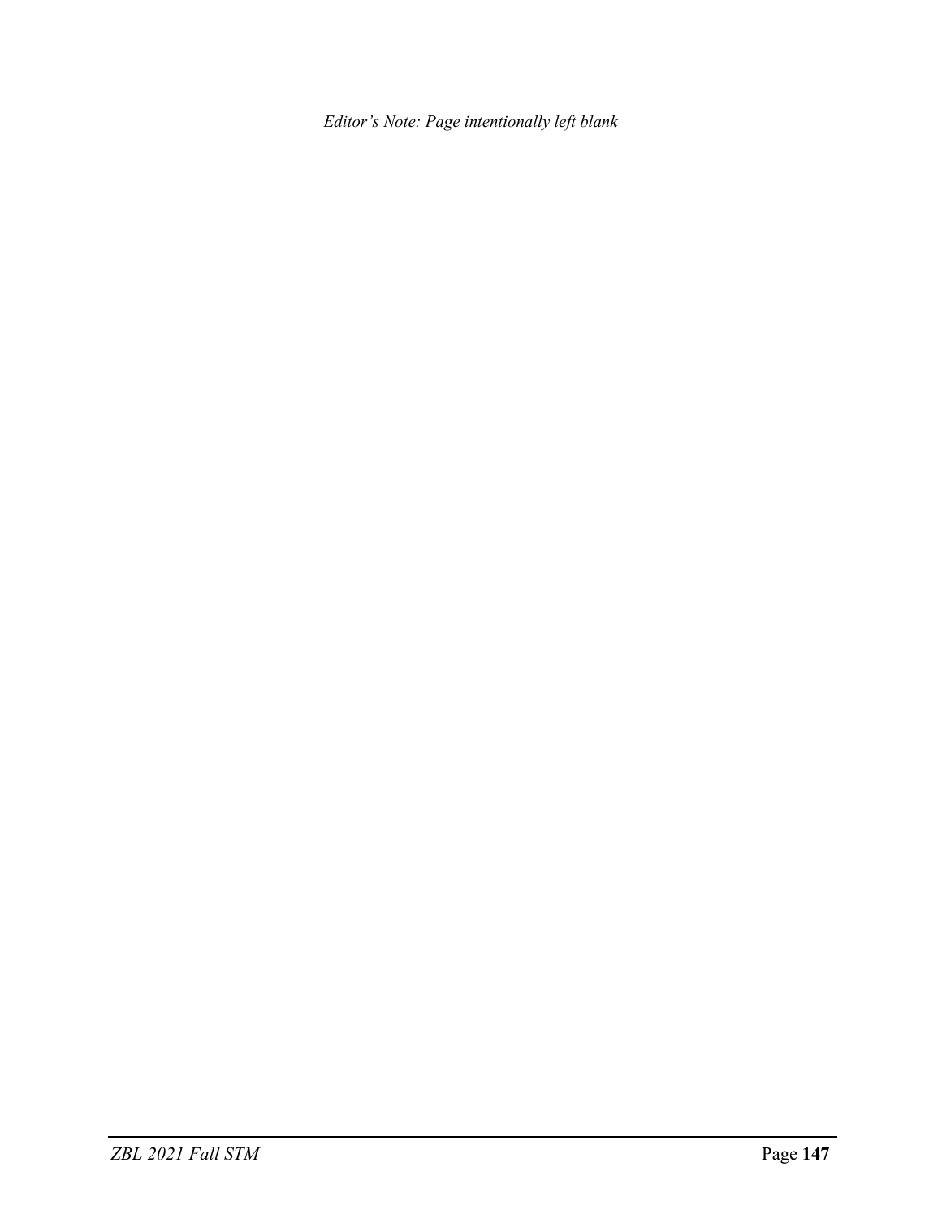*Editor's Note: Page intentionally left blank*